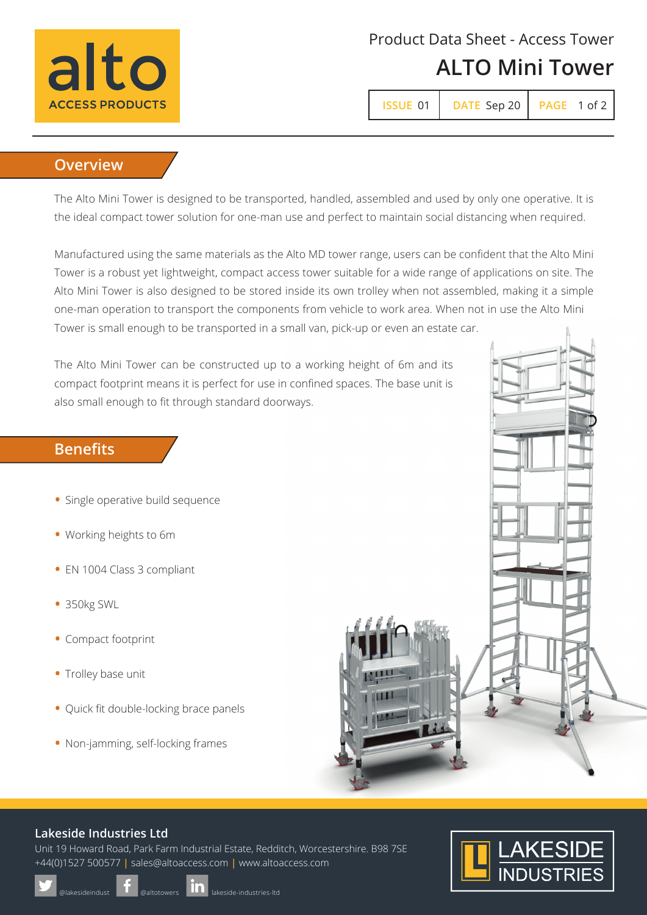alto
ACCESS PRODUCTS

Product Data Sheet - Access Tower

# ALTO Mini Tower

| ISSUE 01 | DATE Sep 20 |
|---|---|

## Overview

The Alto Mini Tower is designed to be transported, handled, assembled and used by only one operative. It is the ideal compact tower solution for one-man use and perfect to maintain social distancing when required.

Manufactured using the same materials as the Alto MD tower range, users can be confident that the Alto Mini Tower is a robust yet lightweight, compact access tower suitable for a wide range of applications on site. The Alto Mini Tower is also designed to be stored inside its own trolley when not assembled, making it a simple one-man operation to transport the components from vehicle to work area. When not in use the Alto Mini Tower is small enough to be transported in a small van, pick-up or even an estate car.

The Alto Mini Tower can be constructed up to a working height of 6m and its compact footprint means it is perfect for use in confined spaces. The base unit is also small enough to fit through standard doorways.

## Benefits

- Single operative build sequence
- Working heights to 6m
- EN 1004 Class 3 compliant
- 350kg SWL
- Compact footprint
- Trolley base unit
- Quick fit double-locking brace panels
- Non-jamming, self-locking frames

**Lakeside Industries Ltd**

Unit 19 Howard Road, Park Farm Industrial Estate, Redditch, Worcestershire. B98 7SE
+44(0)1527 500577 | sales@altoaccess.com | www.altoaccess.com

@lakesideindust @altotowers lakeside-industries-ltd

LAKESIDE INDUSTRIES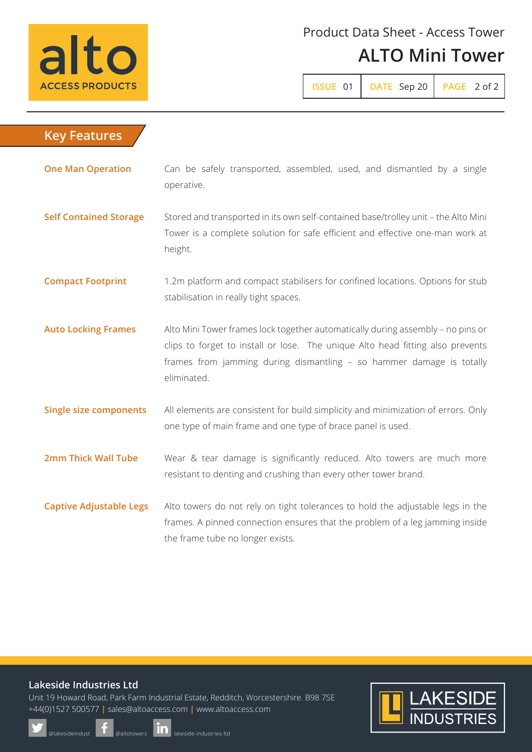## Key Features

**One Man Operation**
Can be safely transported, assembled, used, and dismantled by a single operative.

**Self Contained Storage**
Stored and transported in its own self-contained base/trolley unit – the Alto Mini Tower is a complete solution for safe efficient and effective one-man work at height.

**Compact Footprint**
1.2m platform and compact stabilisers for confined locations. Options for stub stabilisation in really tight spaces.

**Auto Locking Frames**
Alto Mini Tower frames lock together automatically during assembly – no pins or clips to forget to install or lose. The unique Alto head fitting also prevents frames from jamming during dismantling – so hammer damage is totally eliminated.

**Single size components**
All elements are consistent for build simplicity and minimization of errors. Only one type of main frame and one type of brace panel is used.

**2mm Thick Wall Tube**
Wear & tear damage is significantly reduced. Alto towers are much more resistant to denting and crushing than every other tower brand.

**Captive Adjustable Legs**
Alto towers do not rely on tight tolerances to hold the adjustable legs in the frames. A pinned connection ensures that the problem of a leg jamming inside the frame tube no longer exists.

**Lakeside Industries Ltd**
Unit 19 Howard Road, Park Farm Industrial Estate, Redditch, Worcestershire. B98 7SE
+44(0)1527 500577 | sales@altoaccess.com | www.altoaccess.com

@lakesideindust @altotowers lakeside-industries-ltd